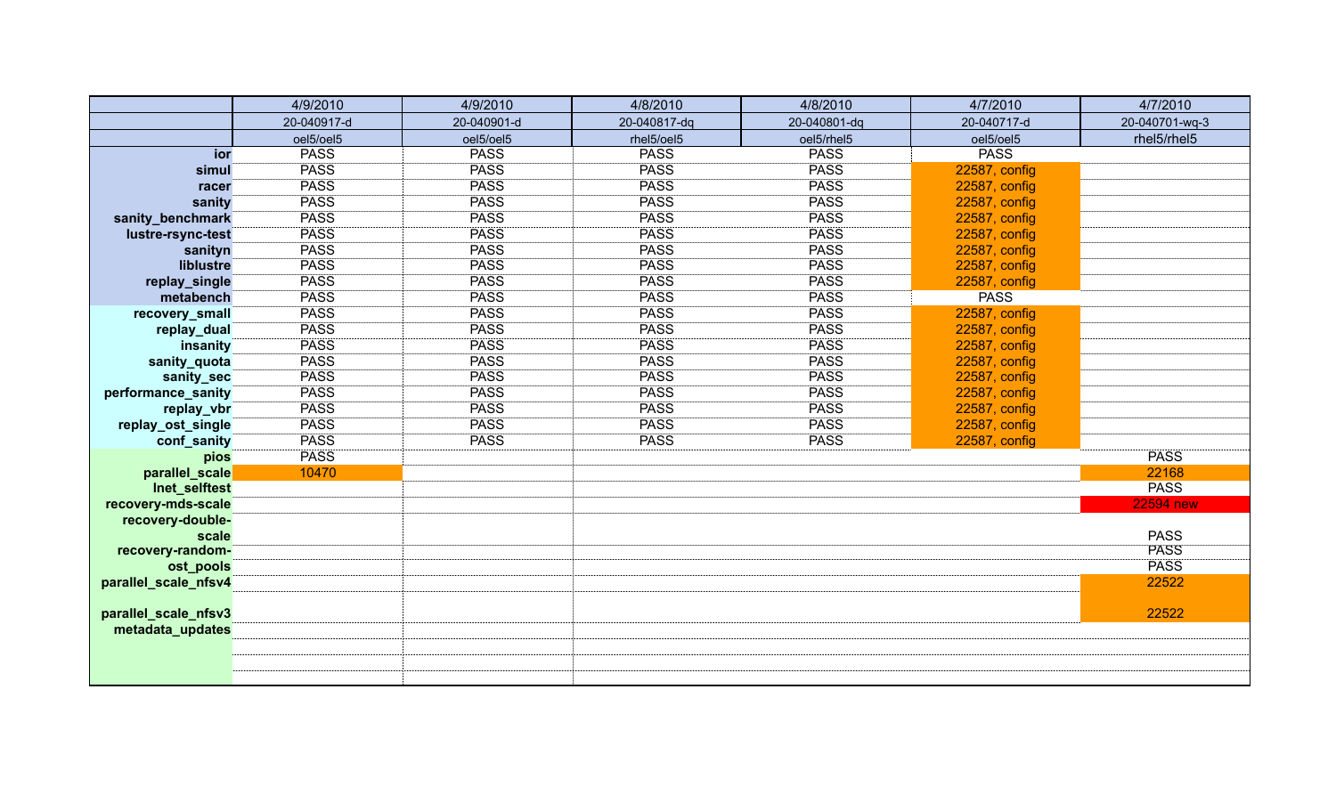| | 4/9/2010 | 4/9/2010 | 4/8/2010 | 4/8/2010 | 4/7/2010 | 4/7/2010 |
|---|---|---|---|---|---|---|
| | 20-040917-d | 20-040901-d | 20-040817-dq | 20-040801-dq | 20-040717-d | 20-040701-wq-3 |
| | oel5/oel5 | oel5/oel5 | rhel5/oel5 | oel5/rhel5 | oel5/oel5 | rhel5/rhel5 |
| ior | PASS | PASS | PASS | PASS | PASS | |
| simul | PASS | PASS | PASS | PASS | 22587, config | |
| racer | PASS | PASS | PASS | PASS | 22587, config | |
| sanity | PASS | PASS | PASS | PASS | 22587, config | |
| sanity_benchmark | PASS | PASS | PASS | PASS | 22587, config | |
| lustre-rsync-test | PASS | PASS | PASS | PASS | 22587, config | |
| sanityn | PASS | PASS | PASS | PASS | 22587, config | |
| liblustre | PASS | PASS | PASS | PASS | 22587, config | |
| replay_single | PASS | PASS | PASS | PASS | 22587, config | |
| metabench | PASS | PASS | PASS | PASS | PASS | |
| recovery_small | PASS | PASS | PASS | PASS | 22587, config | |
| replay_dual | PASS | PASS | PASS | PASS | 22587, config | |
| insanity | PASS | PASS | PASS | PASS | 22587, config | |
| sanity_quota | PASS | PASS | PASS | PASS | 22587, config | |
| sanity_sec | PASS | PASS | PASS | PASS | 22587, config | |
| performance_sanity | PASS | PASS | PASS | PASS | 22587, config | |
| replay_vbr | PASS | PASS | PASS | PASS | 22587, config | |
| replay_ost_single | PASS | PASS | PASS | PASS | 22587, config | |
| conf_sanity | PASS | PASS | PASS | PASS | 22587, config | |
| pios | PASS | | | | | PASS |
| parallel_scale | 10470 | | | | | 22168 |
| lnet_selftest | | | | | | PASS |
| recovery-mds-scale | | | | | | 22594 new |
| recovery-double-scale | | | | | | PASS |
| recovery-random- | | | | | | PASS |
| ost_pools | | | | | | PASS |
| parallel_scale_nfsv4 | | | | | | 22522 |
| parallel_scale_nfsv3 | | | | | | 22522 |
| metadata_updates | | | | | | |
| | | | | | | |
| | | | | | | |
| | | | | | | |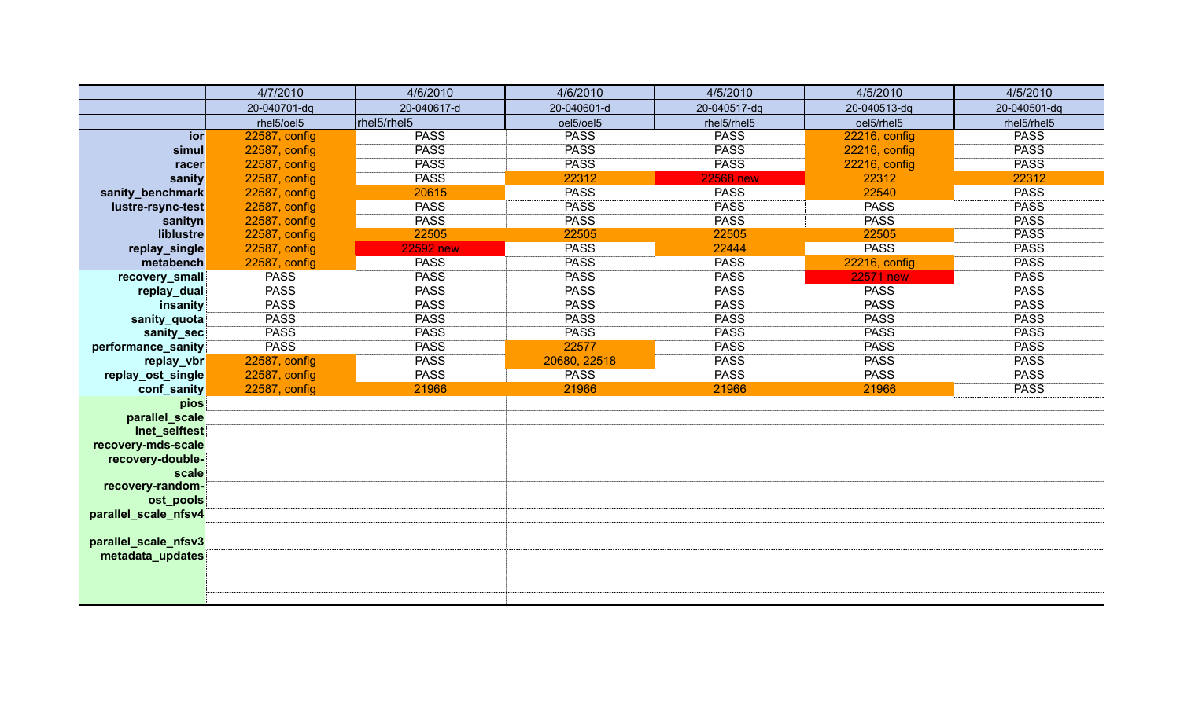| | 4/7/2010 | 4/6/2010 | 4/6/2010 | 4/5/2010 | 4/5/2010 | 4/5/2010 |
|---|---|---|---|---|---|---|
| | 20-040701-dq | 20-040617-d | 20-040601-d | 20-040517-dq | 20-040513-dq | 20-040501-dq |
| | rhel5/oel5 | rhel5/rhel5 | oel5/oel5 | rhel5/rhel5 | oel5/rhel5 | rhel5/rhel5 |
| ior | 22587, config | PASS | PASS | PASS | 22216, config | PASS |
| simul | 22587, config | PASS | PASS | PASS | 22216, config | PASS |
| racer | 22587, config | PASS | PASS | PASS | 22216, config | PASS |
| sanity | 22587, config | PASS | 22312 | 22568 new | 22312 | 22312 |
| sanity_benchmark | 22587, config | 20615 | PASS | PASS | 22540 | PASS |
| lustre-rsync-test | 22587, config | PASS | PASS | PASS | PASS | PASS |
| sanityn | 22587, config | PASS | PASS | PASS | PASS | PASS |
| liblustre | 22587, config | 22505 | 22505 | 22505 | 22505 | PASS |
| replay_single | 22587, config | 22592 new | PASS | 22444 | PASS | PASS |
| metabench | 22587, config | PASS | PASS | PASS | 22216, config | PASS |
| recovery_small | PASS | PASS | PASS | PASS | 22571 new | PASS |
| replay_dual | PASS | PASS | PASS | PASS | PASS | PASS |
| insanity | PASS | PASS | PASS | PASS | PASS | PASS |
| sanity_quota | PASS | PASS | PASS | PASS | PASS | PASS |
| sanity_sec | PASS | PASS | PASS | PASS | PASS | PASS |
| performance_sanity | PASS | PASS | 22577 | PASS | PASS | PASS |
| replay_vbr | 22587, config | PASS | 20680, 22518 | PASS | PASS | PASS |
| replay_ost_single | 22587, config | PASS | PASS | PASS | PASS | PASS |
| conf_sanity | 22587, config | 21966 | 21966 | 21966 | 21966 | PASS |
| pios | | | | | | |
| parallel_scale | | | | | | |
| lnet_selftest | | | | | | |
| recovery-mds-scale | | | | | | |
| recovery-double-scale | | | | | | |
| recovery-random-scale | | | | | | |
| ost_pools | | | | | | |
| parallel_scale_nfsv4 | | | | | | |
| parallel_scale_nfsv3 | | | | | | |
| metadata_updates | | | | | | |
| | | | | | | |
| | | | | | | |
| | | | | | | |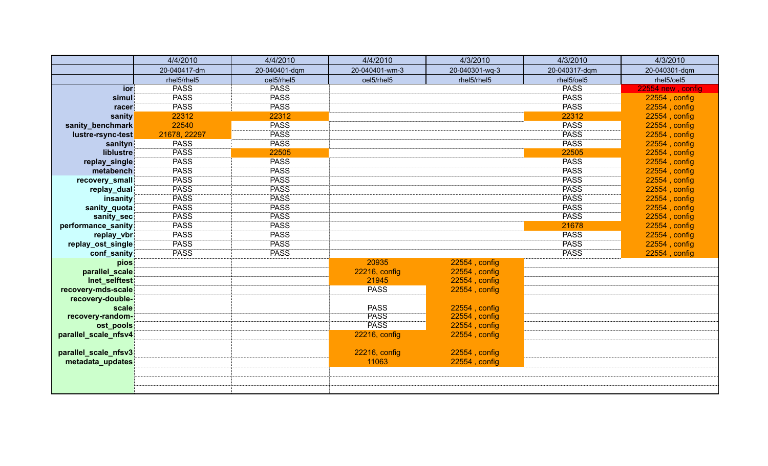| | 4/4/2010 | 4/4/2010 | 4/4/2010 | 4/3/2010 | 4/3/2010 | 4/3/2010 |
|---|---|---|---|---|---|---|
| | 20-040417-dm | 20-040401-dqm | 20-040401-wm-3 | 20-040301-wq-3 | 20-040317-dqm | 20-040301-dqm |
| | rhel5/rhel5 | oel5/rhel5 | oel5/rhel5 | rhel5/rhel5 | rhel5/oel5 | rhel5/oel5 |
| ior | PASS | PASS | | | PASS | 22554 new , config |
| simul | PASS | PASS | | | PASS | 22554 , config |
| racer | PASS | PASS | | | PASS | 22554 , config |
| sanity | 22312 | 22312 | | | 22312 | 22554 , config |
| sanity_benchmark | 22540 | PASS | | | PASS | 22554 , config |
| lustre-rsync-test | 21678, 22297 | PASS | | | PASS | 22554 , config |
| sanityn | PASS | PASS | | | PASS | 22554 , config |
| liblustre | PASS | 22505 | | | 22505 | 22554 , config |
| replay_single | PASS | PASS | | | PASS | 22554 , config |
| metabench | PASS | PASS | | | PASS | 22554 , config |
| recovery_small | PASS | PASS | | | PASS | 22554 , config |
| replay_dual | PASS | PASS | | | PASS | 22554 , config |
| insanity | PASS | PASS | | | PASS | 22554 , config |
| sanity_quota | PASS | PASS | | | PASS | 22554 , config |
| sanity_sec | PASS | PASS | | | PASS | 22554 , config |
| performance_sanity | PASS | PASS | | | 21678 | 22554 , config |
| replay_vbr | PASS | PASS | | | PASS | 22554 , config |
| replay_ost_single | PASS | PASS | | | PASS | 22554 , config |
| conf_sanity | PASS | PASS | | | PASS | 22554 , config |
| pios | | | 20935 | 22554 , config | | |
| parallel_scale | | | 22216, config | 22554 , config | | |
| lnet_selftest | | | 21945 | 22554 , config | | |
| recovery-mds-scale | | | PASS | 22554 , config | | |
| recovery-double-scale | | | PASS | 22554 , config | | |
| recovery-random- | | | PASS | 22554 , config | | |
| ost_pools | | | PASS | 22554 , config | | |
| parallel_scale_nfsv4 | | | 22216, config | 22554 , config | | |
| parallel_scale_nfsv3 | | | 22216, config | 22554 , config | | |
| metadata_updates | | | 11063 | 22554 , config | | |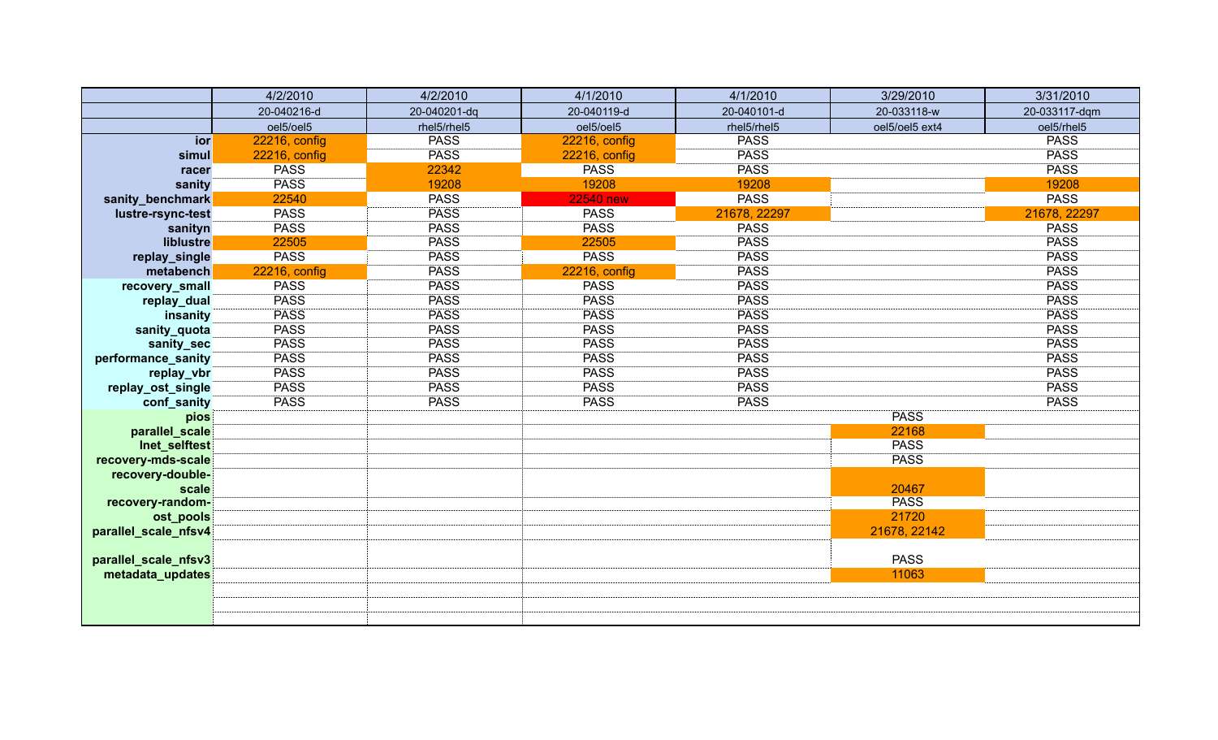| | 4/2/2010 | 4/2/2010 | 4/1/2010 | 4/1/2010 | 3/29/2010 | 3/31/2010 |
|---|---|---|---|---|---|---|
| | 20-040216-d | 20-040201-dq | 20-040119-d | 20-040101-d | 20-033118-w | 20-033117-dqm |
| | oel5/oel5 | rhel5/rhel5 | oel5/oel5 | rhel5/rhel5 | oel5/oel5 ext4 | oel5/rhel5 |
| **ior** | 22216, config | PASS | 22216, config | PASS | | PASS |
| **simul** | 22216, config | PASS | 22216, config | PASS | | PASS |
| **racer** | PASS | 22342 | PASS | PASS | | PASS |
| **sanity** | PASS | 19208 | 19208 | 19208 | | 19208 |
| **sanity_benchmark** | 22540 | PASS | 22540 new | PASS | | PASS |
| **lustre-rsync-test** | PASS | PASS | PASS | 21678, 22297 | | 21678, 22297 |
| **sanityn** | PASS | PASS | PASS | PASS | | PASS |
| **liblustre** | 22505 | PASS | 22505 | PASS | | PASS |
| **replay_single** | PASS | PASS | PASS | PASS | | PASS |
| **metabench** | 22216, config | PASS | 22216, config | PASS | | PASS |
| **recovery_small** | PASS | PASS | PASS | PASS | | PASS |
| **replay_dual** | PASS | PASS | PASS | PASS | | PASS |
| **insanity** | PASS | PASS | PASS | PASS | | PASS |
| **sanity_quota** | PASS | PASS | PASS | PASS | | PASS |
| **sanity_sec** | PASS | PASS | PASS | PASS | | PASS |
| **performance_sanity** | PASS | PASS | PASS | PASS | | PASS |
| **replay_vbr** | PASS | PASS | PASS | PASS | | PASS |
| **replay_ost_single** | PASS | PASS | PASS | PASS | | PASS |
| **conf_sanity** | PASS | PASS | PASS | PASS | | PASS |
| **pios** | | | | | PASS | |
| **parallel_scale** | | | | | 22168 | |
| **lnet_selftest** | | | | | PASS | |
| **recovery-mds-scale** | | | | | PASS | |
| **recovery-double-scale** | | | | | 20467 | |
| **recovery-random-** | | | | | PASS | |
| **ost_pools** | | | | | 21720 | |
| **parallel_scale_nfsv4** | | | | | 21678, 22142 | |
| **parallel_scale_nfsv3** | | | | | PASS | |
| **metadata_updates** | | | | | 11063 | |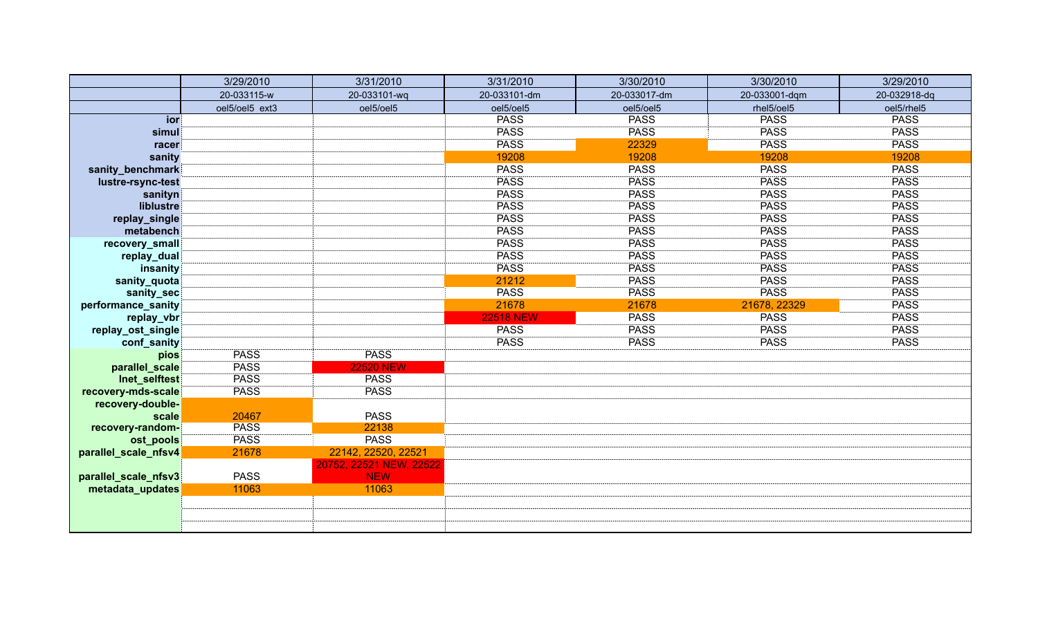|  | 3/29/2010 | 3/31/2010 | 3/31/2010 | 3/30/2010 | 3/30/2010 | 3/29/2010 |
|---|---|---|---|---|---|---|
|  | 20-033115-w | 20-033101-wq | 20-033101-dm | 20-033017-dm | 20-033001-dqm | 20-032918-dq |
|  | oel5/oel5_ext3 | oel5/oel5 | oel5/oel5 | oel5/oel5 | rhel5/oel5 | oel5/rhel5 |
| **ior** |  |  | PASS | PASS | PASS | PASS |
| **simul** |  |  | PASS | PASS | PASS | PASS |
| **racer** |  |  | PASS | 22329 | PASS | PASS |
| **sanity** |  |  | 19208 | 19208 | 19208 | 19208 |
| **sanity_benchmark** |  |  | PASS | PASS | PASS | PASS |
| **lustre-rsync-test** |  |  | PASS | PASS | PASS | PASS |
| **sanityn** |  |  | PASS | PASS | PASS | PASS |
| **liblustre** |  |  | PASS | PASS | PASS | PASS |
| **replay_single** |  |  | PASS | PASS | PASS | PASS |
| **metabench** |  |  | PASS | PASS | PASS | PASS |
| **recovery_small** |  |  | PASS | PASS | PASS | PASS |
| **replay_dual** |  |  | PASS | PASS | PASS | PASS |
| **insanity** |  |  | PASS | PASS | PASS | PASS |
| **sanity_quota** |  |  | 21212 | PASS | PASS | PASS |
| **sanity_sec** |  |  | PASS | PASS | PASS | PASS |
| **performance_sanity** |  |  | 21678 | 21678 | 21678, 22329 | PASS |
| **replay_vbr** |  |  | 22518 NEW | PASS | PASS | PASS |
| **replay_ost_single** |  |  | PASS | PASS | PASS | PASS |
| **conf_sanity** |  |  | PASS | PASS | PASS | PASS |
| **pios** | PASS | PASS |  |  |  |  |
| **parallel_scale** | PASS | 22520 NEW |  |  |  |  |
| **lnet_selftest** | PASS | PASS |  |  |  |  |
| **recovery-mds-scale** | PASS | PASS |  |  |  |  |
| **recovery-double-scale** | 20467 | PASS |  |  |  |  |
| **recovery-random-** | PASS | 22138 |  |  |  |  |
| **ost_pools** | PASS | PASS |  |  |  |  |
| **parallel_scale_nfsv4** | 21678 | 22142, 22520, 22521 |  |  |  |  |
| **parallel_scale_nfsv3** | PASS | 20752, 22521 NEW, 22522 NEW |  |  |  |  |
| **metadata_updates** | 11063 | 11063 |  |  |  |  |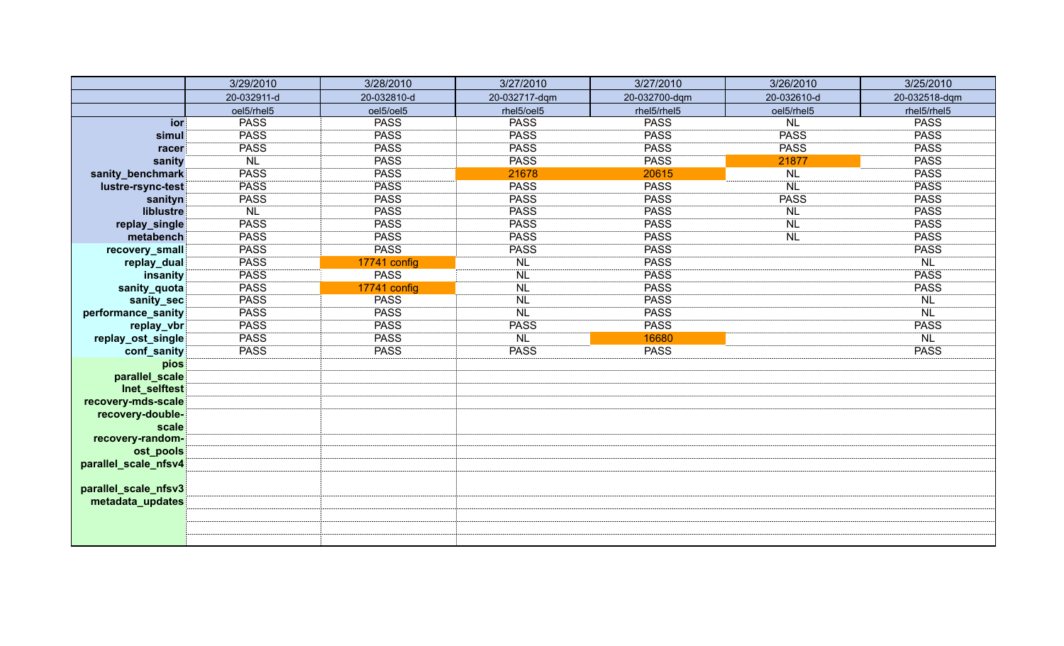| | 3/29/2010 | 3/28/2010 | 3/27/2010 | 3/27/2010 | 3/26/2010 | 3/25/2010 |
|---|---|---|---|---|---|---|
| | 20-032911-d | 20-032810-d | 20-032717-dqm | 20-032700-dqm | 20-032610-d | 20-032518-dqm |
| | oel5/rhel5 | oel5/oel5 | rhel5/oel5 | rhel5/rhel5 | oel5/rhel5 | rhel5/rhel5 |
| **ior** | PASS | PASS | PASS | PASS | NL | PASS |
| **simul** | PASS | PASS | PASS | PASS | PASS | PASS |
| **racer** | PASS | PASS | PASS | PASS | PASS | PASS |
| **sanity** | NL | PASS | PASS | PASS | 21877 | PASS |
| **sanity_benchmark** | PASS | PASS | 21678 | 20615 | NL | PASS |
| **lustre-rsync-test** | PASS | PASS | PASS | PASS | NL | PASS |
| **sanityn** | PASS | PASS | PASS | PASS | PASS | PASS |
| **liblustre** | NL | PASS | PASS | PASS | NL | PASS |
| **replay_single** | PASS | PASS | PASS | PASS | NL | PASS |
| **metabench** | PASS | PASS | PASS | PASS | NL | PASS |
| **recovery_small** | PASS | PASS | PASS | PASS | | PASS |
| **replay_dual** | PASS | 17741 config | NL | PASS | | NL |
| **insanity** | PASS | PASS | NL | PASS | | PASS |
| **sanity_quota** | PASS | 17741 config | NL | PASS | | PASS |
| **sanity_sec** | PASS | PASS | NL | PASS | | NL |
| **performance_sanity** | PASS | PASS | NL | PASS | | NL |
| **replay_vbr** | PASS | PASS | PASS | PASS | | PASS |
| **replay_ost_single** | PASS | PASS | NL | 16680 | | NL |
| **conf_sanity** | PASS | PASS | PASS | PASS | | PASS |
| **pios** | | | | | | |
| **parallel_scale** | | | | | | |
| **lnet_selftest** | | | | | | |
| **recovery-mds-scale** | | | | | | |
| **recovery-double-scale** | | | | | | |
| **recovery-random-** | | | | | | |
| **ost_pools** | | | | | | |
| **parallel_scale_nfsv4** | | | | | | |
| **parallel_scale_nfsv3** | | | | | | |
| **metadata_updates** | | | | | | |
| | | | | | | |
| | | | | | | |
| | | | | | | |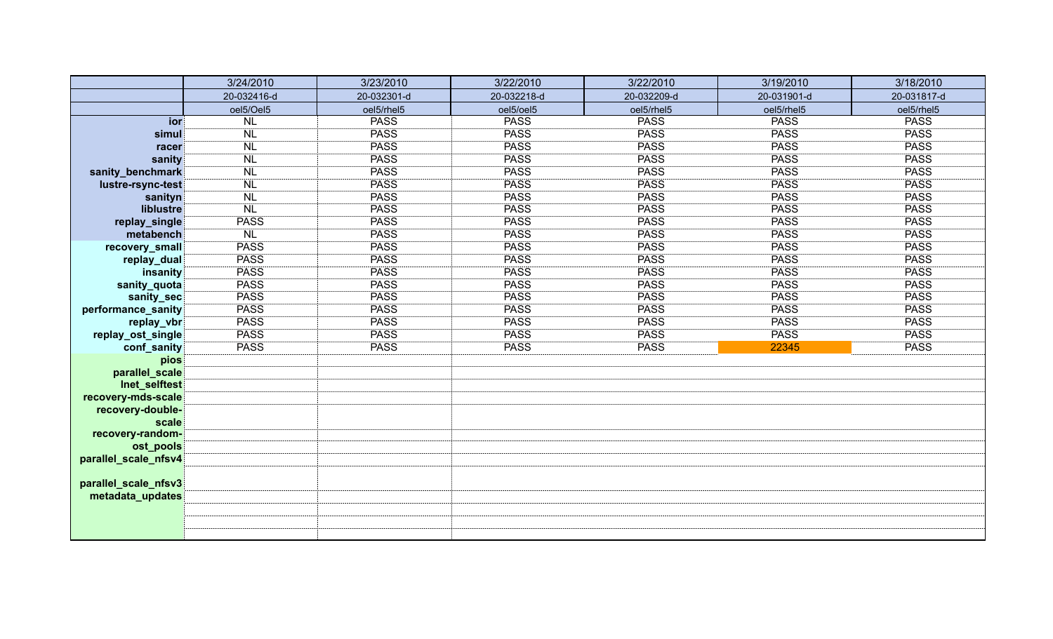| | 3/24/2010 | 3/23/2010 | 3/22/2010 | 3/22/2010 | 3/19/2010 | 3/18/2010 |
|---|---|---|---|---|---|---|
| | 20-032416-d | 20-032301-d | 20-032218-d | 20-032209-d | 20-031901-d | 20-031817-d |
| | oel5/Oel5 | oel5/rhel5 | oel5/oel5 | oel5/rhel5 | oel5/rhel5 | oel5/rhel5 |
| ior | NL | PASS | PASS | PASS | PASS | PASS |
| simul | NL | PASS | PASS | PASS | PASS | PASS |
| racer | NL | PASS | PASS | PASS | PASS | PASS |
| sanity | NL | PASS | PASS | PASS | PASS | PASS |
| sanity_benchmark | NL | PASS | PASS | PASS | PASS | PASS |
| lustre-rsync-test | NL | PASS | PASS | PASS | PASS | PASS |
| sanityn | NL | PASS | PASS | PASS | PASS | PASS |
| liblustre | NL | PASS | PASS | PASS | PASS | PASS |
| replay_single | PASS | PASS | PASS | PASS | PASS | PASS |
| metabench | NL | PASS | PASS | PASS | PASS | PASS |
| recovery_small | PASS | PASS | PASS | PASS | PASS | PASS |
| replay_dual | PASS | PASS | PASS | PASS | PASS | PASS |
| insanity | PASS | PASS | PASS | PASS | PASS | PASS |
| sanity_quota | PASS | PASS | PASS | PASS | PASS | PASS |
| sanity_sec | PASS | PASS | PASS | PASS | PASS | PASS |
| performance_sanity | PASS | PASS | PASS | PASS | PASS | PASS |
| replay_vbr | PASS | PASS | PASS | PASS | PASS | PASS |
| replay_ost_single | PASS | PASS | PASS | PASS | PASS | PASS |
| conf_sanity | PASS | PASS | PASS | PASS | 22345 | PASS |
| pios | | | | | | |
| parallel_scale | | | | | | |
| lnet_selftest | | | | | | |
| recovery-mds-scale | | | | | | |
| recovery-double-scale | | | | | | |
| recovery-random-ost_pools | | | | | | |
| parallel_scale_nfsv4 | | | | | | |
| parallel_scale_nfsv3 | | | | | | |
| metadata_updates | | | | | | |
| | | | | | | |
| | | | | | | |
| | | | | | | |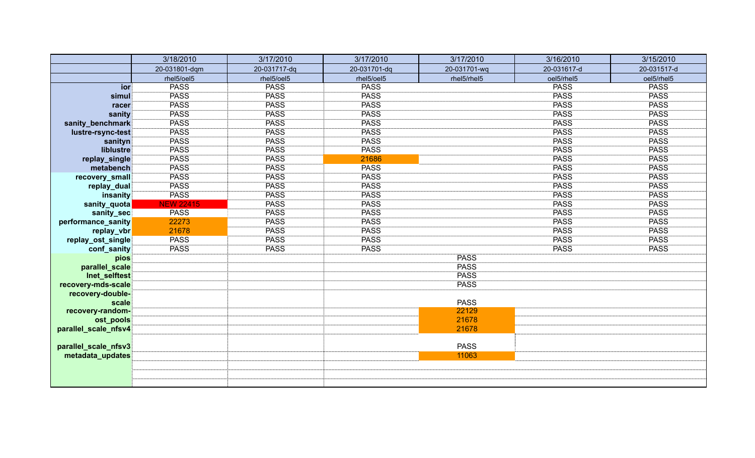| | 3/18/2010 | 3/17/2010 | 3/17/2010 | 3/17/2010 | 3/16/2010 | 3/15/2010 |
|---|---|---|---|---|---|---|
| | 20-031801-dqm | 20-031717-dq | 20-031701-dq | 20-031701-wq | 20-031617-d | 20-031517-d |
| | rhel5/oel5 | rhel5/oel5 | rhel5/oel5 | rhel5/rhel5 | oel5/rhel5 | oel5/rhel5 |
| ior | PASS | PASS | PASS | | PASS | PASS |
| simul | PASS | PASS | PASS | | PASS | PASS |
| racer | PASS | PASS | PASS | | PASS | PASS |
| sanity | PASS | PASS | PASS | | PASS | PASS |
| sanity_benchmark | PASS | PASS | PASS | | PASS | PASS |
| lustre-rsync-test | PASS | PASS | PASS | | PASS | PASS |
| sanityn | PASS | PASS | PASS | | PASS | PASS |
| liblustre | PASS | PASS | PASS | | PASS | PASS |
| replay_single | PASS | PASS | 21686 | | PASS | PASS |
| metabench | PASS | PASS | PASS | | PASS | PASS |
| recovery_small | PASS | PASS | PASS | | PASS | PASS |
| replay_dual | PASS | PASS | PASS | | PASS | PASS |
| insanity | PASS | PASS | PASS | | PASS | PASS |
| sanity_quota | NEW 22415 | PASS | PASS | | PASS | PASS |
| sanity_sec | PASS | PASS | PASS | | PASS | PASS |
| performance_sanity | 22273 | PASS | PASS | | PASS | PASS |
| replay_vbr | 21678 | PASS | PASS | | PASS | PASS |
| replay_ost_single | PASS | PASS | PASS | | PASS | PASS |
| conf_sanity | PASS | PASS | PASS | | PASS | PASS |
| pios | | | | PASS | | |
| parallel_scale | | | | PASS | | |
| lnet_selftest | | | | PASS | | |
| recovery-mds-scale | | | | PASS | | |
| recovery-double-scale | | | | PASS | | |
| recovery-random- | | | | 22129 | | |
| ost_pools | | | | 21678 | | |
| parallel_scale_nfsv4 | | | | 21678 | | |
| parallel_scale_nfsv3 | | | | PASS | | |
| metadata_updates | | | | 11063 | | |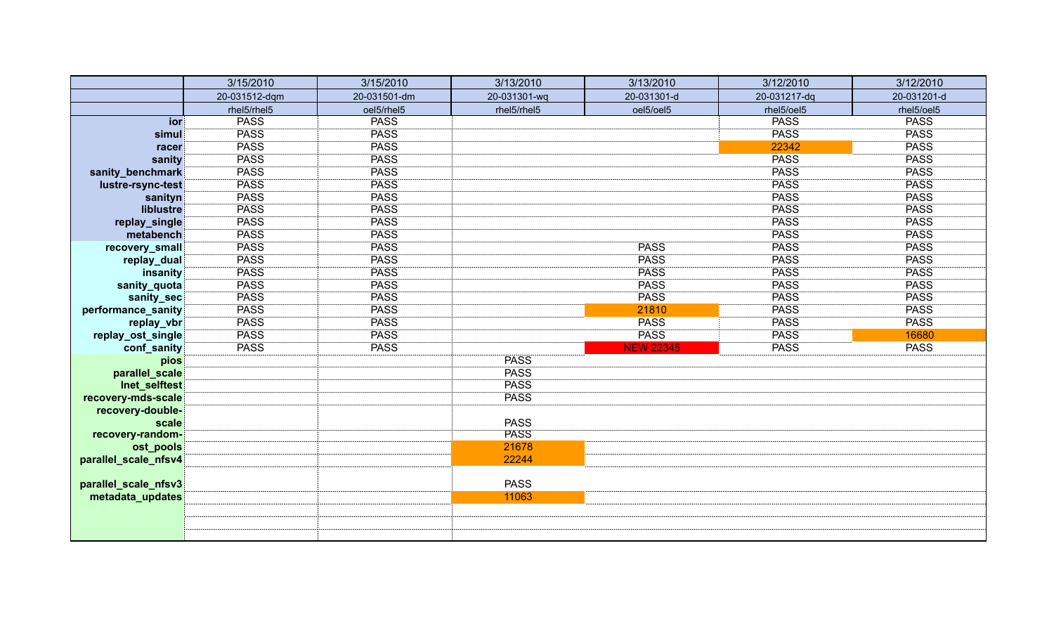| | 3/15/2010 | 3/15/2010 | 3/13/2010 | 3/13/2010 | 3/12/2010 | 3/12/2010 |
|---|---|---|---|---|---|---|
| | 20-031512-dqm | 20-031501-dm | 20-031301-wq | 20-031301-d | 20-031217-dq | 20-031201-d |
| | rhel5/rhel5 | oel5/rhel5 | rhel5/rhel5 | oel5/oel5 | rhel5/oel5 | rhel5/oel5 |
| **ior** | PASS | PASS | | | PASS | PASS |
| **simul** | PASS | PASS | | | PASS | PASS |
| **racer** | PASS | PASS | | | 22342 | PASS |
| **sanity** | PASS | PASS | | | PASS | PASS |
| **sanity_benchmark** | PASS | PASS | | | PASS | PASS |
| **lustre-rsync-test** | PASS | PASS | | | PASS | PASS |
| **sanityn** | PASS | PASS | | | PASS | PASS |
| **liblustre** | PASS | PASS | | | PASS | PASS |
| **replay_single** | PASS | PASS | | | PASS | PASS |
| **metabench** | PASS | PASS | | | PASS | PASS |
| **recovery_small** | PASS | PASS | | PASS | PASS | PASS |
| **replay_dual** | PASS | PASS | | PASS | PASS | PASS |
| **insanity** | PASS | PASS | | PASS | PASS | PASS |
| **sanity_quota** | PASS | PASS | | PASS | PASS | PASS |
| **sanity_sec** | PASS | PASS | | PASS | PASS | PASS |
| **performance_sanity** | PASS | PASS | | 21810 | PASS | PASS |
| **replay_vbr** | PASS | PASS | | PASS | PASS | PASS |
| **replay_ost_single** | PASS | PASS | | PASS | PASS | 16680 |
| **conf_sanity** | PASS | PASS | | NEW 22345 | PASS | PASS |
| **pios** | | | PASS | | | |
| **parallel_scale** | | | PASS | | | |
| **lnet_selftest** | | | PASS | | | |
| **recovery-mds-scale** | | | PASS | | | |
| **recovery-double-scale** | | | PASS | | | |
| **recovery-random-** | | | PASS | | | |
| **ost_pools** | | | 21678 | | | |
| **parallel_scale_nfsv4** | | | 22244 | | | |
| **parallel_scale_nfsv3** | | | PASS | | | |
| **metadata_updates** | | | 11063 | | | |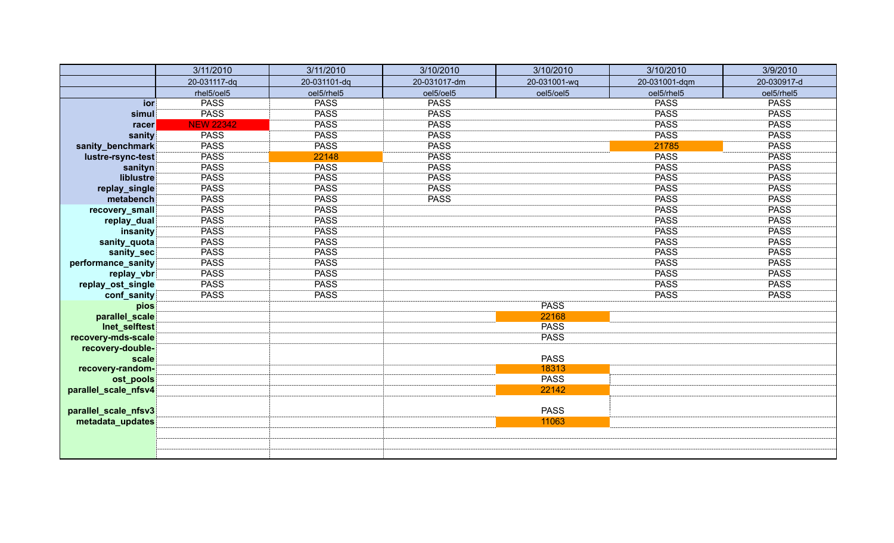| | 3/11/2010 | 3/11/2010 | 3/10/2010 | 3/10/2010 | 3/10/2010 | 3/9/2010 |
|---|---|---|---|---|---|---|
| | 20-031117-dq | 20-031101-dq | 20-031017-dm | 20-031001-wq | 20-031001-dqm | 20-030917-d |
| | rhel5/oel5 | oel5/rhel5 | oel5/oel5 | oel5/oel5 | oel5/rhel5 | oel5/rhel5 |
| ior | PASS | PASS | PASS | | PASS | PASS |
| simul | PASS | PASS | PASS | | PASS | PASS |
| racer | NEW 22342 | PASS | PASS | | PASS | PASS |
| sanity | PASS | PASS | PASS | | PASS | PASS |
| sanity_benchmark | PASS | PASS | PASS | | 21785 | PASS |
| lustre-rsync-test | PASS | 22148 | PASS | | PASS | PASS |
| sanityn | PASS | PASS | PASS | | PASS | PASS |
| liblustre | PASS | PASS | PASS | | PASS | PASS |
| replay_single | PASS | PASS | PASS | | PASS | PASS |
| metabench | PASS | PASS | PASS | | PASS | PASS |
| recovery_small | PASS | PASS | | | PASS | PASS |
| replay_dual | PASS | PASS | | | PASS | PASS |
| insanity | PASS | PASS | | | PASS | PASS |
| sanity_quota | PASS | PASS | | | PASS | PASS |
| sanity_sec | PASS | PASS | | | PASS | PASS |
| performance_sanity | PASS | PASS | | | PASS | PASS |
| replay_vbr | PASS | PASS | | | PASS | PASS |
| replay_ost_single | PASS | PASS | | | PASS | PASS |
| conf_sanity | PASS | PASS | | | PASS | PASS |
| pios | | | | PASS | | |
| parallel_scale | | | | 22168 | | |
| lnet_selftest | | | | PASS | | |
| recovery-mds-scale | | | | PASS | | |
| recovery-double-scale | | | | PASS | | |
| recovery-random- | | | | 18313 | | |
| ost_pools | | | | PASS | | |
| parallel_scale_nfsv4 | | | | 22142 | | |
| parallel_scale_nfsv3 | | | | PASS | | |
| metadata_updates | | | | 11063 | | |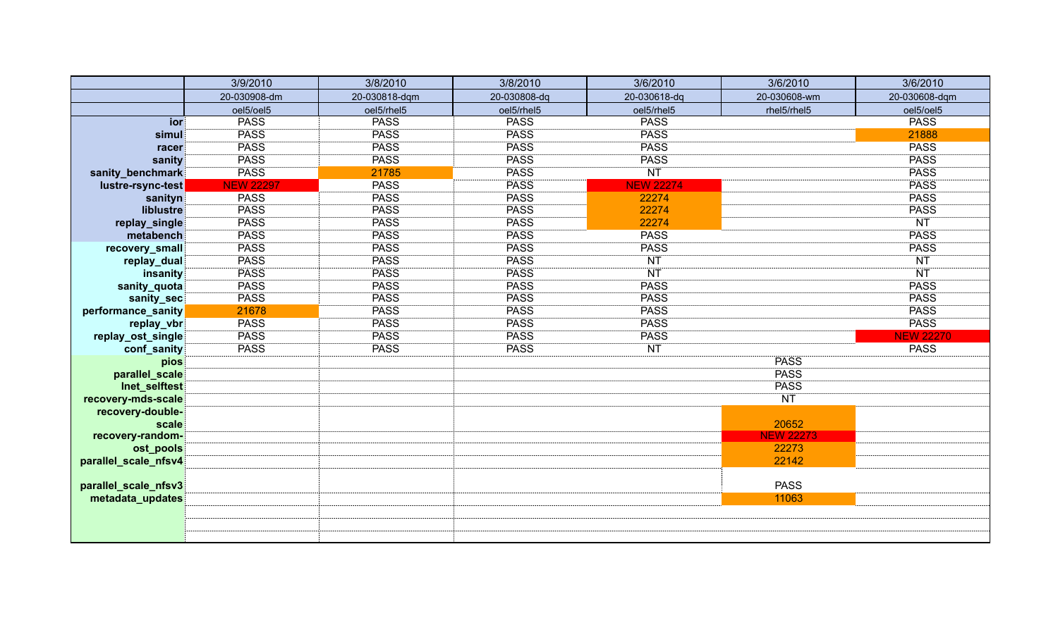| | 3/9/2010 | 3/8/2010 | 3/8/2010 | 3/6/2010 | 3/6/2010 | 3/6/2010 |
|---|---|---|---|---|---|---|
| | 20-030908-dm | 20-030818-dqm | 20-030808-dq | 20-030618-dq | 20-030608-wm | 20-030608-dqm |
| | oel5/oel5 | oel5/rhel5 | oel5/rhel5 | oel5/rhel5 | rhel5/rhel5 | oel5/oel5 |
| **ior** | PASS | PASS | PASS | PASS | | PASS |
| **simul** | PASS | PASS | PASS | PASS | | 21888 |
| **racer** | PASS | PASS | PASS | PASS | | PASS |
| **sanity** | PASS | PASS | PASS | PASS | | PASS |
| **sanity_benchmark** | PASS | 21785 | PASS | NT | | PASS |
| **lustre-rsync-test** | NEW 22297 | PASS | PASS | NEW 22274 | | PASS |
| **sanityn** | PASS | PASS | PASS | 22274 | | PASS |
| **liblustre** | PASS | PASS | PASS | 22274 | | PASS |
| **replay_single** | PASS | PASS | PASS | 22274 | | NT |
| **metabench** | PASS | PASS | PASS | PASS | | PASS |
| **recovery_small** | PASS | PASS | PASS | PASS | | PASS |
| **replay_dual** | PASS | PASS | PASS | NT | | NT |
| **insanity** | PASS | PASS | PASS | NT | | NT |
| **sanity_quota** | PASS | PASS | PASS | PASS | | PASS |
| **sanity_sec** | PASS | PASS | PASS | PASS | | PASS |
| **performance_sanity** | 21678 | PASS | PASS | PASS | | PASS |
| **replay_vbr** | PASS | PASS | PASS | PASS | | PASS |
| **replay_ost_single** | PASS | PASS | PASS | PASS | | NEW 22270 |
| **conf_sanity** | PASS | PASS | PASS | NT | | PASS |
| **pios** | | | | | PASS | |
| **parallel_scale** | | | | | PASS | |
| **lnet_selftest** | | | | | PASS | |
| **recovery-mds-scale** | | | | | NT | |
| **recovery-double-scale** | | | | | 20652 | |
| **recovery-random-** | | | | | NEW 22273 | |
| **ost_pools** | | | | | 22273 | |
| **parallel_scale_nfsv4** | | | | | 22142 | |
| **parallel_scale_nfsv3** | | | | | PASS | |
| **metadata_updates** | | | | | 11063 | |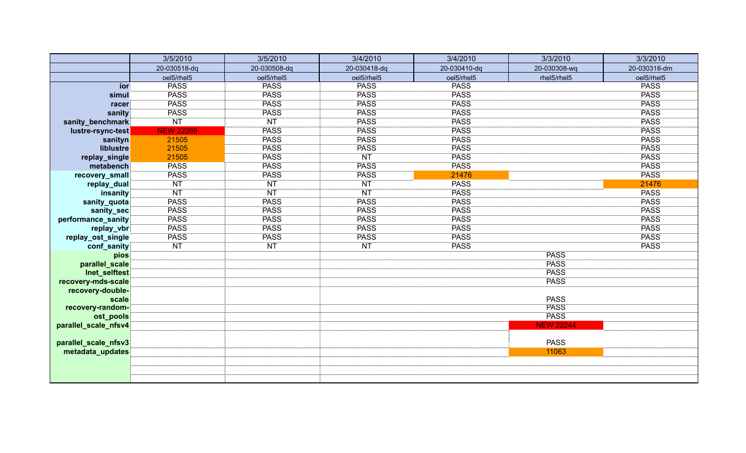| | 3/5/2010 | 3/5/2010 | 3/4/2010 | 3/4/2010 | 3/3/2010 | 3/3/2010 |
|---|---|---|---|---|---|---|
| | 20-030518-dq | 20-030508-dq | 20-030418-dq | 20-030410-dq | 20-030308-wq | 20-030318-dm |
| | oel5/rhel5 | oel5/rhel5 | oel5/rhel5 | oel5/rhel5 | rhel5/rhel5 | oel5/rhel5 |
| ior | PASS | PASS | PASS | PASS | | PASS |
| simul | PASS | PASS | PASS | PASS | | PASS |
| racer | PASS | PASS | PASS | PASS | | PASS |
| sanity | PASS | PASS | PASS | PASS | | PASS |
| sanity_benchmark | NT | NT | PASS | PASS | | PASS |
| lustre-rsync-test | NEW 22269 | PASS | PASS | PASS | | PASS |
| sanityn | 21505 | PASS | PASS | PASS | | PASS |
| liblustre | 21505 | PASS | PASS | PASS | | PASS |
| replay_single | 21505 | PASS | NT | PASS | | PASS |
| metabench | PASS | PASS | PASS | PASS | | PASS |
| recovery_small | PASS | PASS | PASS | 21476 | | PASS |
| replay_dual | NT | NT | NT | PASS | | 21476 |
| insanity | NT | NT | NT | PASS | | PASS |
| sanity_quota | PASS | PASS | PASS | PASS | | PASS |
| sanity_sec | PASS | PASS | PASS | PASS | | PASS |
| performance_sanity | PASS | PASS | PASS | PASS | | PASS |
| replay_vbr | PASS | PASS | PASS | PASS | | PASS |
| replay_ost_single | PASS | PASS | PASS | PASS | | PASS |
| conf_sanity | NT | NT | NT | PASS | | PASS |
| pios | | | | | PASS | |
| parallel_scale | | | | | PASS | |
| lnet_selftest | | | | | PASS | |
| recovery-mds-scale | | | | | PASS | |
| recovery-double-scale | | | | | PASS | |
| recovery-random- | | | | | PASS | |
| ost_pools | | | | | PASS | |
| parallel_scale_nfsv4 | | | | | NEW 22244 | |
| parallel_scale_nfsv3 | | | | | PASS | |
| metadata_updates | | | | | 11063 | |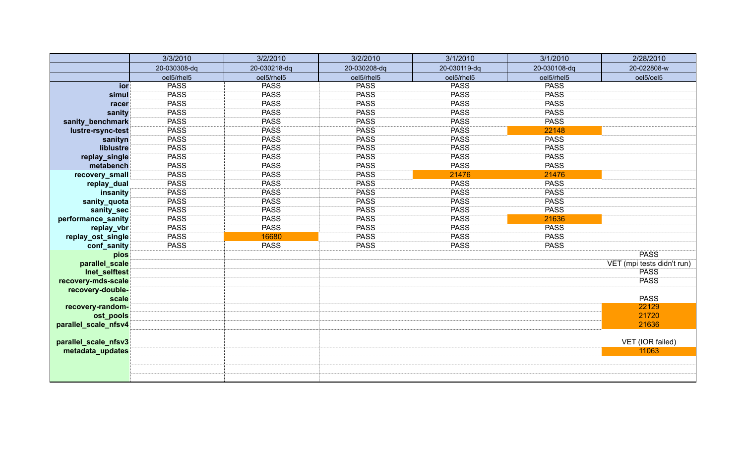| | 3/3/2010 | 3/2/2010 | 3/2/2010 | 3/1/2010 | 3/1/2010 | 2/28/2010 |
|---|---|---|---|---|---|---|
| | 20-030308-dq | 20-030218-dq | 20-030208-dq | 20-030119-dq | 20-030108-dq | 20-022808-w |
| | oel5/rhel5 | oel5/rhel5 | oel5/rhel5 | oel5/rhel5 | oel5/rhel5 | oel5/oel5 |
| **ior** | PASS | PASS | PASS | PASS | PASS | |
| **simul** | PASS | PASS | PASS | PASS | PASS | |
| **racer** | PASS | PASS | PASS | PASS | PASS | |
| **sanity** | PASS | PASS | PASS | PASS | PASS | |
| **sanity_benchmark** | PASS | PASS | PASS | PASS | PASS | |
| **lustre-rsync-test** | PASS | PASS | PASS | PASS | 22148 | |
| **sanityn** | PASS | PASS | PASS | PASS | PASS | |
| **liblustre** | PASS | PASS | PASS | PASS | PASS | |
| **replay_single** | PASS | PASS | PASS | PASS | PASS | |
| **metabench** | PASS | PASS | PASS | PASS | PASS | |
| **recovery_small** | PASS | PASS | PASS | 21476 | 21476 | |
| **replay_dual** | PASS | PASS | PASS | PASS | PASS | |
| **insanity** | PASS | PASS | PASS | PASS | PASS | |
| **sanity_quota** | PASS | PASS | PASS | PASS | PASS | |
| **sanity_sec** | PASS | PASS | PASS | PASS | PASS | |
| **performance_sanity** | PASS | PASS | PASS | PASS | 21636 | |
| **replay_vbr** | PASS | PASS | PASS | PASS | PASS | |
| **replay_ost_single** | PASS | 16680 | PASS | PASS | PASS | |
| **conf_sanity** | PASS | PASS | PASS | PASS | PASS | |
| **pios** | | | | | | PASS |
| **parallel_scale** | | | | | | VET (mpi tests didn't run) |
| **lnet_selftest** | | | | | | PASS |
| **recovery-mds-scale** | | | | | | PASS |
| **recovery-double-scale** | | | | | | PASS |
| **recovery-random-** | | | | | | 22129 |
| **ost_pools** | | | | | | 21720 |
| **parallel_scale_nfsv4** | | | | | | 21636 |
| **parallel_scale_nfsv3** | | | | | | VET (IOR failed) |
| **metadata_updates** | | | | | | 11063 |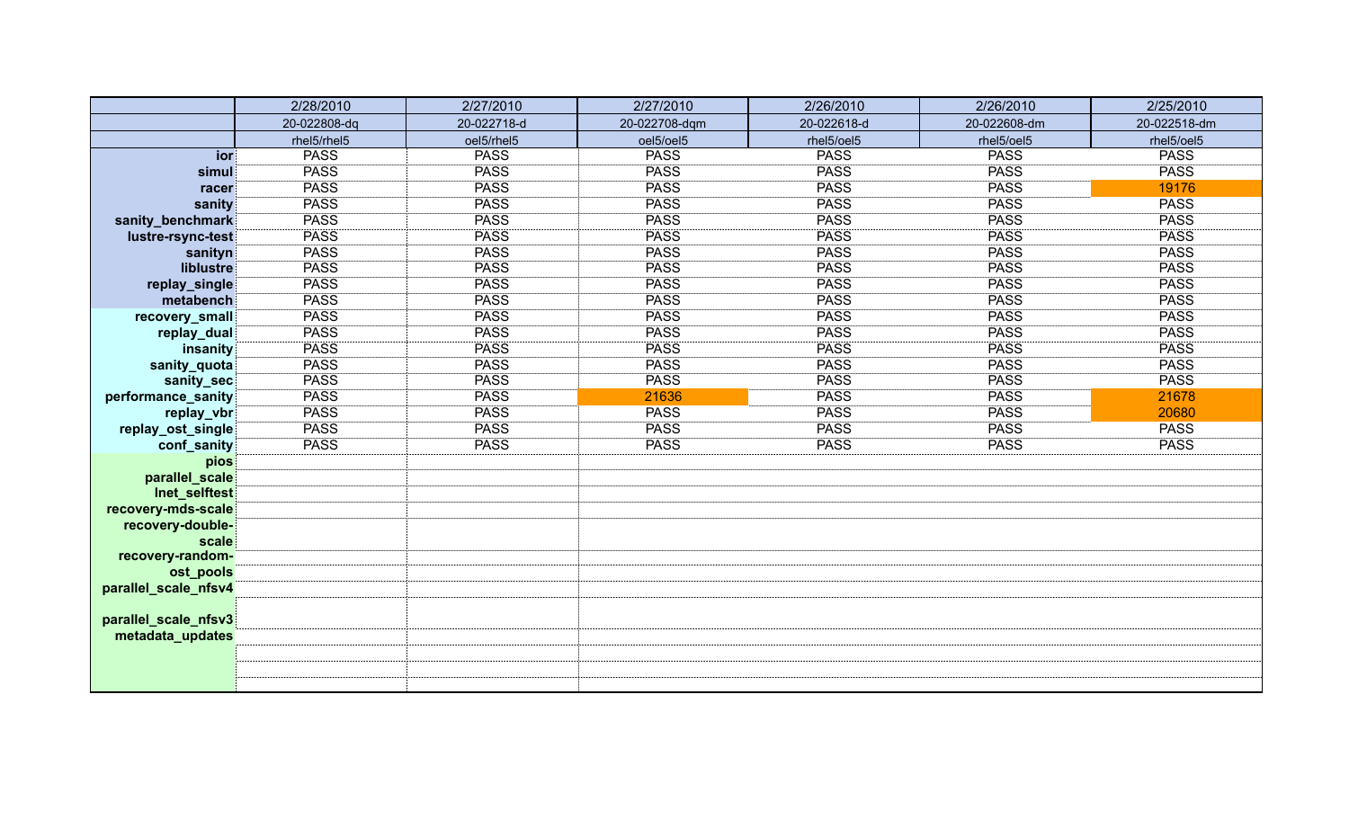| | 2/28/2010 | 2/27/2010 | 2/27/2010 | 2/26/2010 | 2/26/2010 | 2/25/2010 |
|---|---|---|---|---|---|---|
| | 20-022808-dq | 20-022718-d | 20-022708-dqm | 20-022618-d | 20-022608-dm | 20-022518-dm |
| | rhel5/rhel5 | oel5/rhel5 | oel5/oel5 | rhel5/oel5 | rhel5/oel5 | rhel5/oel5 |
| **ior** | PASS | PASS | PASS | PASS | PASS | PASS |
| **simul** | PASS | PASS | PASS | PASS | PASS | PASS |
| **racer** | PASS | PASS | PASS | PASS | PASS | 19176 |
| **sanity** | PASS | PASS | PASS | PASS | PASS | PASS |
| **sanity_benchmark** | PASS | PASS | PASS | PASS | PASS | PASS |
| **lustre-rsync-test** | PASS | PASS | PASS | PASS | PASS | PASS |
| **sanityn** | PASS | PASS | PASS | PASS | PASS | PASS |
| **liblustre** | PASS | PASS | PASS | PASS | PASS | PASS |
| **replay_single** | PASS | PASS | PASS | PASS | PASS | PASS |
| **metabench** | PASS | PASS | PASS | PASS | PASS | PASS |
| **recovery_small** | PASS | PASS | PASS | PASS | PASS | PASS |
| **replay_dual** | PASS | PASS | PASS | PASS | PASS | PASS |
| **insanity** | PASS | PASS | PASS | PASS | PASS | PASS |
| **sanity_quota** | PASS | PASS | PASS | PASS | PASS | PASS |
| **sanity_sec** | PASS | PASS | PASS | PASS | PASS | PASS |
| **performance_sanity** | PASS | PASS | 21636 | PASS | PASS | 21678 |
| **replay_vbr** | PASS | PASS | PASS | PASS | PASS | 20680 |
| **replay_ost_single** | PASS | PASS | PASS | PASS | PASS | PASS |
| **conf_sanity** | PASS | PASS | PASS | PASS | PASS | PASS |
| **pios** | | | | | | |
| **parallel_scale** | | | | | | |
| **lnet_selftest** | | | | | | |
| **recovery-mds-scale** | | | | | | |
| **recovery-double-scale** | | | | | | |
| **recovery-random-ost_pools** | | | | | | |
| **parallel_scale_nfsv4** | | | | | | |
| **parallel_scale_nfsv3** | | | | | | |
| **metadata_updates** | | | | | | |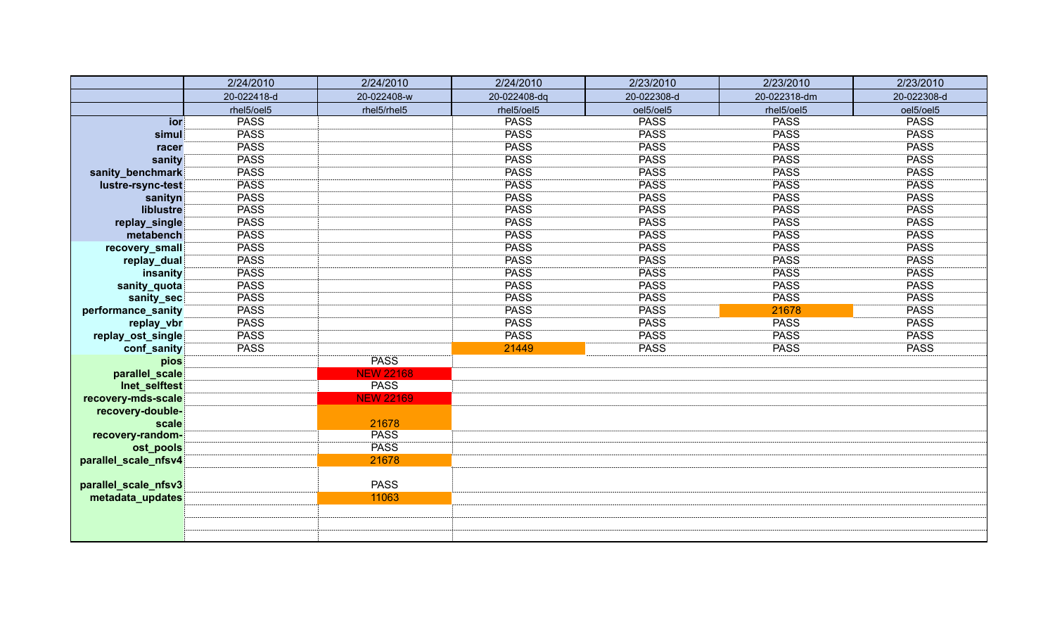| | 2/24/2010 | 2/24/2010 | 2/24/2010 | 2/23/2010 | 2/23/2010 | 2/23/2010 |
|---|---|---|---|---|---|---|
| | 20-022418-d | 20-022408-w | 20-022408-dq | 20-022308-d | 20-022318-dm | 20-022308-d |
| | rhel5/oel5 | rhel5/rhel5 | rhel5/oel5 | oel5/oel5 | rhel5/oel5 | oel5/oel5 |
| **ior** | PASS | | PASS | PASS | PASS | PASS |
| **simul** | PASS | | PASS | PASS | PASS | PASS |
| **racer** | PASS | | PASS | PASS | PASS | PASS |
| **sanity** | PASS | | PASS | PASS | PASS | PASS |
| **sanity_benchmark** | PASS | | PASS | PASS | PASS | PASS |
| **lustre-rsync-test** | PASS | | PASS | PASS | PASS | PASS |
| **sanityn** | PASS | | PASS | PASS | PASS | PASS |
| **liblustre** | PASS | | PASS | PASS | PASS | PASS |
| **replay_single** | PASS | | PASS | PASS | PASS | PASS |
| **metabench** | PASS | | PASS | PASS | PASS | PASS |
| **recovery_small** | PASS | | PASS | PASS | PASS | PASS |
| **replay_dual** | PASS | | PASS | PASS | PASS | PASS |
| **insanity** | PASS | | PASS | PASS | PASS | PASS |
| **sanity_quota** | PASS | | PASS | PASS | PASS | PASS |
| **sanity_sec** | PASS | | PASS | PASS | PASS | PASS |
| **performance_sanity** | PASS | | PASS | PASS | 21678 | PASS |
| **replay_vbr** | PASS | | PASS | PASS | PASS | PASS |
| **replay_ost_single** | PASS | | PASS | PASS | PASS | PASS |
| **conf_sanity** | PASS | | 21449 | PASS | PASS | PASS |
| **pios** | | PASS | | | | |
| **parallel_scale** | | NEW 22168 | | | | |
| **lnet_selftest** | | PASS | | | | |
| **recovery-mds-scale** | | NEW 22169 | | | | |
| **recovery-double-scale** | | 21678 | | | | |
| **recovery-random-** | | PASS | | | | |
| **ost_pools** | | PASS | | | | |
| **parallel_scale_nfsv4** | | 21678 | | | | |
| **parallel_scale_nfsv3** | | PASS | | | | |
| **metadata_updates** | | 11063 | | | | |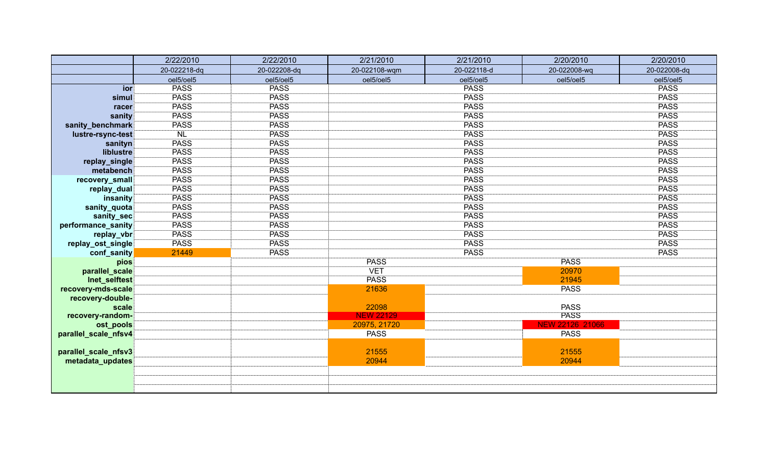| | 2/22/2010 | 2/22/2010 | 2/21/2010 | 2/21/2010 | 2/20/2010 | 2/20/2010 |
|---|---|---|---|---|---|---|
| | 20-022218-dq | 20-022208-dq | 20-022108-wqm | 20-022118-d | 20-022008-wq | 20-022008-dq |
| | oel5/oel5 | oel5/oel5 | oel5/oel5 | oel5/oel5 | oel5/oel5 | oel5/oel5 |
| **ior** | PASS | PASS | | PASS | | PASS |
| **simul** | PASS | PASS | | PASS | | PASS |
| **racer** | PASS | PASS | | PASS | | PASS |
| **sanity** | PASS | PASS | | PASS | | PASS |
| **sanity_benchmark** | PASS | PASS | | PASS | | PASS |
| **lustre-rsync-test** | NL | PASS | | PASS | | PASS |
| **sanityn** | PASS | PASS | | PASS | | PASS |
| **liblustre** | PASS | PASS | | PASS | | PASS |
| **replay_single** | PASS | PASS | | PASS | | PASS |
| **metabench** | PASS | PASS | | PASS | | PASS |
| **recovery_small** | PASS | PASS | | PASS | | PASS |
| **replay_dual** | PASS | PASS | | PASS | | PASS |
| **insanity** | PASS | PASS | | PASS | | PASS |
| **sanity_quota** | PASS | PASS | | PASS | | PASS |
| **sanity_sec** | PASS | PASS | | PASS | | PASS |
| **performance_sanity** | PASS | PASS | | PASS | | PASS |
| **replay_vbr** | PASS | PASS | | PASS | | PASS |
| **replay_ost_single** | PASS | PASS | | PASS | | PASS |
| **conf_sanity** | 21449 | PASS | | PASS | | PASS |
| **pios** | | | PASS | | PASS | |
| **parallel_scale** | | | VET | | 20970 | |
| **lnet_selftest** | | | PASS | | 21945 | |
| **recovery-mds-scale** | | | 21636 | | PASS | |
| **recovery-double-scale** | | | 22098 | | PASS | |
| **recovery-random-** | | | NEW 22129 | | PASS | |
| **ost_pools** | | | 20975, 21720 | | NEW 22126 21066 | |
| **parallel_scale_nfsv4** | | | PASS | | PASS | |
| **parallel_scale_nfsv3** | | | 21555 | | 21555 | |
| **metadata_updates** | | | 20944 | | 20944 | |
| | | | | | | |
| | | | | | | |
| | | | | | | |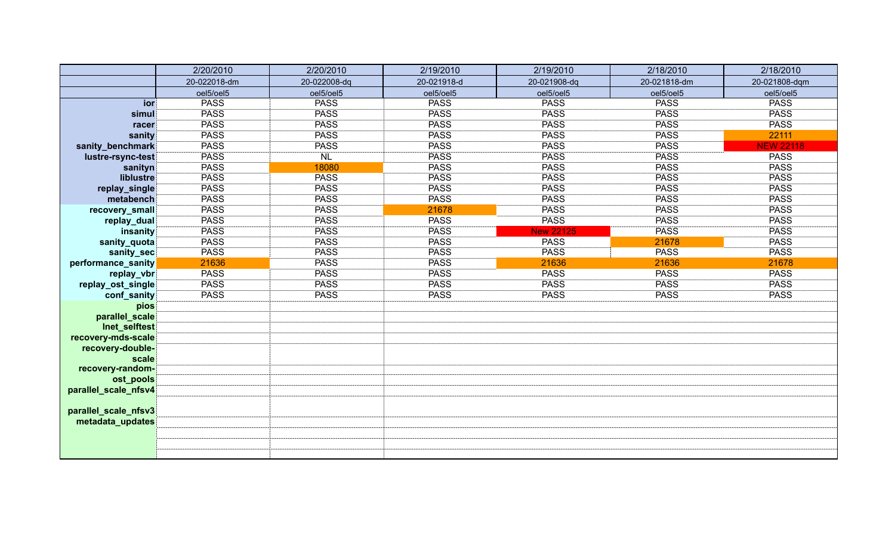| | 2/20/2010 | 2/20/2010 | 2/19/2010 | 2/19/2010 | 2/18/2010 | 2/18/2010 |
|---|---|---|---|---|---|---|
| | 20-022018-dm | 20-022008-dq | 20-021918-d | 20-021908-dq | 20-021818-dm | 20-021808-dqm |
| | oel5/oel5 | oel5/oel5 | oel5/oel5 | oel5/oel5 | oel5/oel5 | oel5/oel5 |
| **ior** | PASS | PASS | PASS | PASS | PASS | PASS |
| **simul** | PASS | PASS | PASS | PASS | PASS | PASS |
| **racer** | PASS | PASS | PASS | PASS | PASS | PASS |
| **sanity** | PASS | PASS | PASS | PASS | PASS | 22111 |
| **sanity_benchmark** | PASS | PASS | PASS | PASS | PASS | NEW 22118 |
| **lustre-rsync-test** | PASS | NL | PASS | PASS | PASS | PASS |
| **sanityn** | PASS | 18080 | PASS | PASS | PASS | PASS |
| **liblustre** | PASS | PASS | PASS | PASS | PASS | PASS |
| **replay_single** | PASS | PASS | PASS | PASS | PASS | PASS |
| **metabench** | PASS | PASS | PASS | PASS | PASS | PASS |
| **recovery_small** | PASS | PASS | 21678 | PASS | PASS | PASS |
| **replay_dual** | PASS | PASS | PASS | PASS | PASS | PASS |
| **insanity** | PASS | PASS | PASS | New 22125 | PASS | PASS |
| **sanity_quota** | PASS | PASS | PASS | PASS | 21678 | PASS |
| **sanity_sec** | PASS | PASS | PASS | PASS | PASS | PASS |
| **performance_sanity** | 21636 | PASS | PASS | 21636 | 21636 | 21678 |
| **replay_vbr** | PASS | PASS | PASS | PASS | PASS | PASS |
| **replay_ost_single** | PASS | PASS | PASS | PASS | PASS | PASS |
| **conf_sanity** | PASS | PASS | PASS | PASS | PASS | PASS |
| **pios** | | | | | | |
| **parallel_scale** | | | | | | |
| **lnet_selftest** | | | | | | |
| **recovery-mds-scale** | | | | | | |
| **recovery-double-scale** | | | | | | |
| **recovery-random-** | | | | | | |
| **ost_pools** | | | | | | |
| **parallel_scale_nfsv4** | | | | | | |
| **parallel_scale_nfsv3** | | | | | | |
| **metadata_updates** | | | | | | |
| | | | | | | |
| | | | | | | |
| | | | | | | |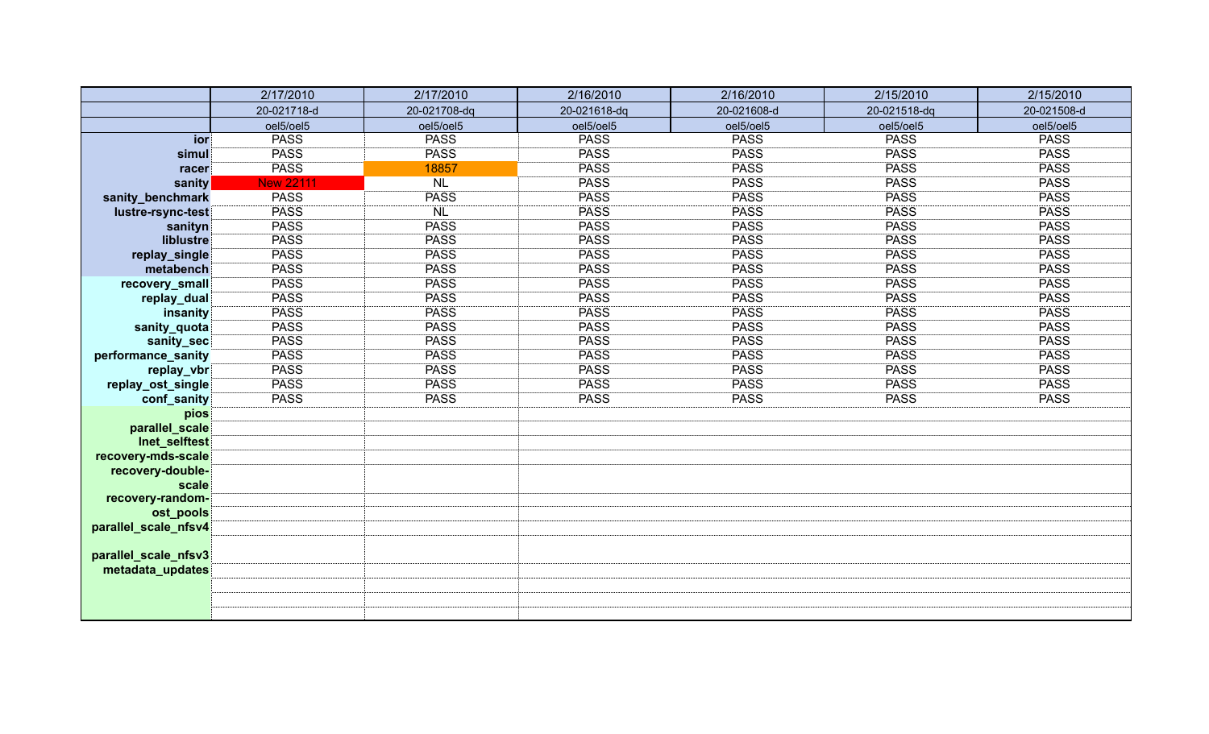| | 2/17/2010 | 2/17/2010 | 2/16/2010 | 2/16/2010 | 2/15/2010 | 2/15/2010 |
|---|---|---|---|---|---|---|
| | 20-021718-d | 20-021708-dq | 20-021618-dq | 20-021608-d | 20-021518-dq | 20-021508-d |
| | oel5/oel5 | oel5/oel5 | oel5/oel5 | oel5/oel5 | oel5/oel5 | oel5/oel5 |
| ior | PASS | PASS | PASS | PASS | PASS | PASS |
| simul | PASS | PASS | PASS | PASS | PASS | PASS |
| racer | PASS | 18857 | PASS | PASS | PASS | PASS |
| sanity | New 22111 | NL | PASS | PASS | PASS | PASS |
| sanity_benchmark | PASS | PASS | PASS | PASS | PASS | PASS |
| lustre-rsync-test | PASS | NL | PASS | PASS | PASS | PASS |
| sanityn | PASS | PASS | PASS | PASS | PASS | PASS |
| liblustre | PASS | PASS | PASS | PASS | PASS | PASS |
| replay_single | PASS | PASS | PASS | PASS | PASS | PASS |
| metabench | PASS | PASS | PASS | PASS | PASS | PASS |
| recovery_small | PASS | PASS | PASS | PASS | PASS | PASS |
| replay_dual | PASS | PASS | PASS | PASS | PASS | PASS |
| insanity | PASS | PASS | PASS | PASS | PASS | PASS |
| sanity_quota | PASS | PASS | PASS | PASS | PASS | PASS |
| sanity_sec | PASS | PASS | PASS | PASS | PASS | PASS |
| performance_sanity | PASS | PASS | PASS | PASS | PASS | PASS |
| replay_vbr | PASS | PASS | PASS | PASS | PASS | PASS |
| replay_ost_single | PASS | PASS | PASS | PASS | PASS | PASS |
| conf_sanity | PASS | PASS | PASS | PASS | PASS | PASS |
| pios | | | | | | |
| parallel_scale | | | | | | |
| lnet_selftest | | | | | | |
| recovery-mds-scale | | | | | | |
| recovery-double-scale | | | | | | |
| recovery-random-ost_pools | | | | | | |
| parallel_scale_nfsv4 | | | | | | |
| parallel_scale_nfsv3 | | | | | | |
| metadata_updates | | | | | | |
| | | | | | | |
| | | | | | | |
| | | | | | | |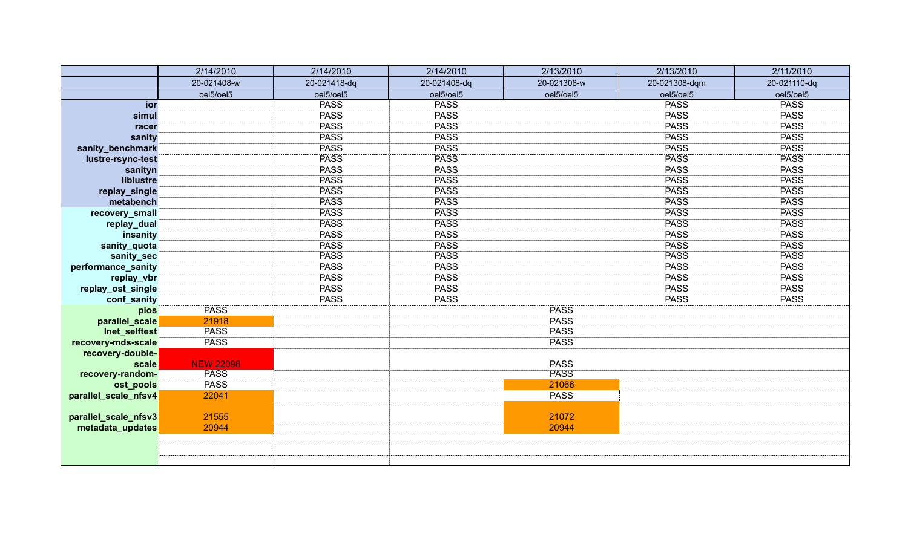| | 2/14/2010 | 2/14/2010 | 2/14/2010 | 2/13/2010 | 2/13/2010 | 2/11/2010 |
|---|---|---|---|---|---|---|
| | 20-021408-w | 20-021418-dq | 20-021408-dq | 20-021308-w | 20-021308-dqm | 20-021110-dq |
| | oel5/oel5 | oel5/oel5 | oel5/oel5 | oel5/oel5 | oel5/oel5 | oel5/oel5 |
| **ior** | | PASS | PASS | | PASS | PASS |
| **simul** | | PASS | PASS | | PASS | PASS |
| **racer** | | PASS | PASS | | PASS | PASS |
| **sanity** | | PASS | PASS | | PASS | PASS |
| **sanity_benchmark** | | PASS | PASS | | PASS | PASS |
| **lustre-rsync-test** | | PASS | PASS | | PASS | PASS |
| **sanityn** | | PASS | PASS | | PASS | PASS |
| **liblustre** | | PASS | PASS | | PASS | PASS |
| **replay_single** | | PASS | PASS | | PASS | PASS |
| **metabench** | | PASS | PASS | | PASS | PASS |
| **recovery_small** | | PASS | PASS | | PASS | PASS |
| **replay_dual** | | PASS | PASS | | PASS | PASS |
| **insanity** | | PASS | PASS | | PASS | PASS |
| **sanity_quota** | | PASS | PASS | | PASS | PASS |
| **sanity_sec** | | PASS | PASS | | PASS | PASS |
| **performance_sanity** | | PASS | PASS | | PASS | PASS |
| **replay_vbr** | | PASS | PASS | | PASS | PASS |
| **replay_ost_single** | | PASS | PASS | | PASS | PASS |
| **conf_sanity** | | PASS | PASS | | PASS | PASS |
| **pios** | PASS | | | PASS | | |
| **parallel_scale** | 21918 | | | PASS | | |
| **lnet_selftest** | PASS | | | PASS | | |
| **recovery-mds-scale** | PASS | | | PASS | | |
| **recovery-double-scale** | NEW 22098 | | | PASS | | |
| **recovery-random-** | PASS | | | PASS | | |
| **ost_pools** | PASS | | | 21066 | | |
| **parallel_scale_nfsv4** | 22041 | | | PASS | | |
| **parallel_scale_nfsv3** | 21555 | | | 21072 | | |
| **metadata_updates** | 20944 | | | 20944 | | |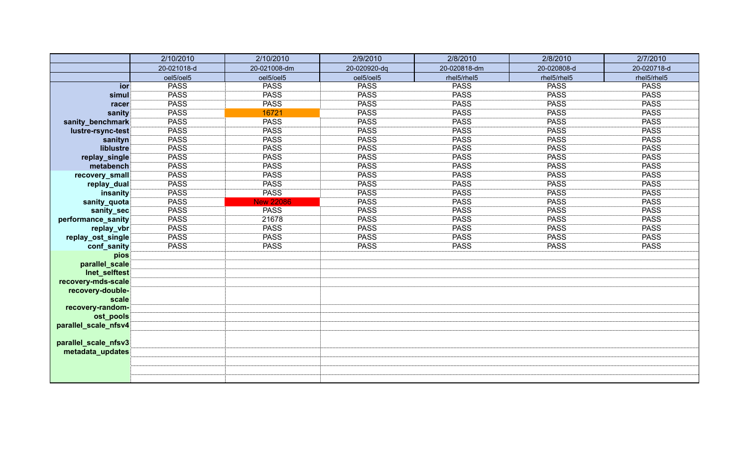| | 2/10/2010 | 2/10/2010 | 2/9/2010 | 2/8/2010 | 2/8/2010 | 2/7/2010 |
|---|---|---|---|---|---|---|
| | 20-021018-d | 20-021008-dm | 20-020920-dq | 20-020818-dm | 20-020808-d | 20-020718-d |
| | oel5/oel5 | oel5/oel5 | oel5/oel5 | rhel5/rhel5 | rhel5/rhel5 | rhel5/rhel5 |
| **ior** | PASS | PASS | PASS | PASS | PASS | PASS |
| **simul** | PASS | PASS | PASS | PASS | PASS | PASS |
| **racer** | PASS | PASS | PASS | PASS | PASS | PASS |
| **sanity** | PASS | 16721 | PASS | PASS | PASS | PASS |
| **sanity_benchmark** | PASS | PASS | PASS | PASS | PASS | PASS |
| **lustre-rsync-test** | PASS | PASS | PASS | PASS | PASS | PASS |
| **sanityn** | PASS | PASS | PASS | PASS | PASS | PASS |
| **liblustre** | PASS | PASS | PASS | PASS | PASS | PASS |
| **replay_single** | PASS | PASS | PASS | PASS | PASS | PASS |
| **metabench** | PASS | PASS | PASS | PASS | PASS | PASS |
| **recovery_small** | PASS | PASS | PASS | PASS | PASS | PASS |
| **replay_dual** | PASS | PASS | PASS | PASS | PASS | PASS |
| **insanity** | PASS | PASS | PASS | PASS | PASS | PASS |
| **sanity_quota** | PASS | New 22086 | PASS | PASS | PASS | PASS |
| **sanity_sec** | PASS | PASS | PASS | PASS | PASS | PASS |
| **performance_sanity** | PASS | 21678 | PASS | PASS | PASS | PASS |
| **replay_vbr** | PASS | PASS | PASS | PASS | PASS | PASS |
| **replay_ost_single** | PASS | PASS | PASS | PASS | PASS | PASS |
| **conf_sanity** | PASS | PASS | PASS | PASS | PASS | PASS |
| **pios** | | | | | | |
| **parallel_scale** | | | | | | |
| **lnet_selftest** | | | | | | |
| **recovery-mds-scale** | | | | | | |
| **recovery-double-scale** | | | | | | |
| **recovery-random-** | | | | | | |
| **ost_pools** | | | | | | |
| **parallel_scale_nfsv4** | | | | | | |
| **parallel_scale_nfsv3** | | | | | | |
| **metadata_updates** | | | | | | |
| | | | | | | |
| | | | | | | |
| | | | | | | |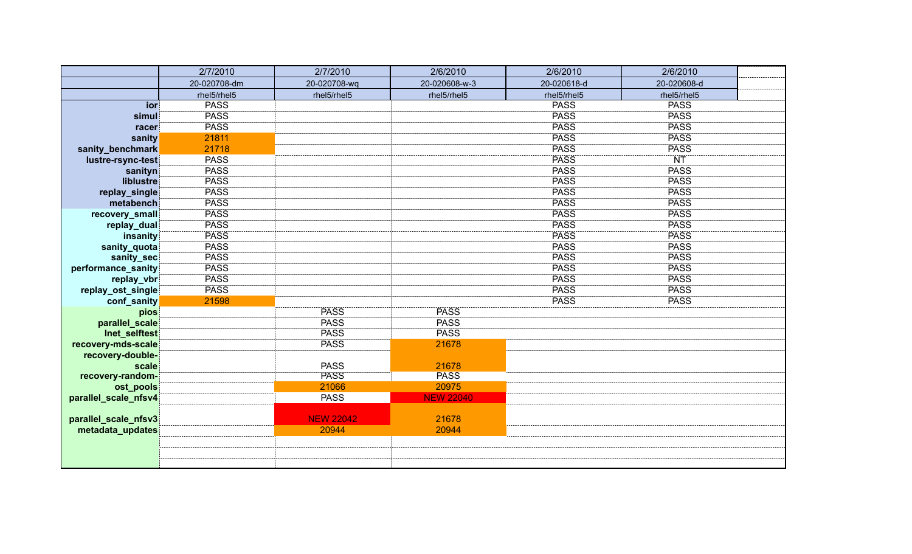| | 2/7/2010 | 2/7/2010 | 2/6/2010 | 2/6/2010 | 2/6/2010 |
|---|---|---|---|---|---|
| | 20-020708-dm | 20-020708-wq | 20-020608-w-3 | 20-020618-d | 20-020608-d |
| | rhel5/rhel5 | rhel5/rhel5 | rhel5/rhel5 | rhel5/rhel5 | rhel5/rhel5 |
| ior | PASS | | | PASS | PASS |
| simul | PASS | | | PASS | PASS |
| racer | PASS | | | PASS | PASS |
| sanity | 21811 | | | PASS | PASS |
| sanity_benchmark | 21718 | | | PASS | PASS |
| lustre-rsync-test | PASS | | | PASS | NT |
| sanityn | PASS | | | PASS | PASS |
| liblustre | PASS | | | PASS | PASS |
| replay_single | PASS | | | PASS | PASS |
| metabench | PASS | | | PASS | PASS |
| recovery_small | PASS | | | PASS | PASS |
| replay_dual | PASS | | | PASS | PASS |
| insanity | PASS | | | PASS | PASS |
| sanity_quota | PASS | | | PASS | PASS |
| sanity_sec | PASS | | | PASS | PASS |
| performance_sanity | PASS | | | PASS | PASS |
| replay_vbr | PASS | | | PASS | PASS |
| replay_ost_single | PASS | | | PASS | PASS |
| conf_sanity | 21598 | | | PASS | PASS |
| pios | | PASS | PASS | | |
| parallel_scale | | PASS | PASS | | |
| lnet_selftest | | PASS | PASS | | |
| recovery-mds-scale | | PASS | 21678 | | |
| recovery-double-scale | | PASS | 21678 | | |
| recovery-random- | | PASS | PASS | | |
| ost_pools | | 21066 | 20975 | | |
| parallel_scale_nfsv4 | | PASS | NEW 22040 | | |
| parallel_scale_nfsv3 | | NEW 22042 | 21678 | | |
| metadata_updates | | 20944 | 20944 | | |